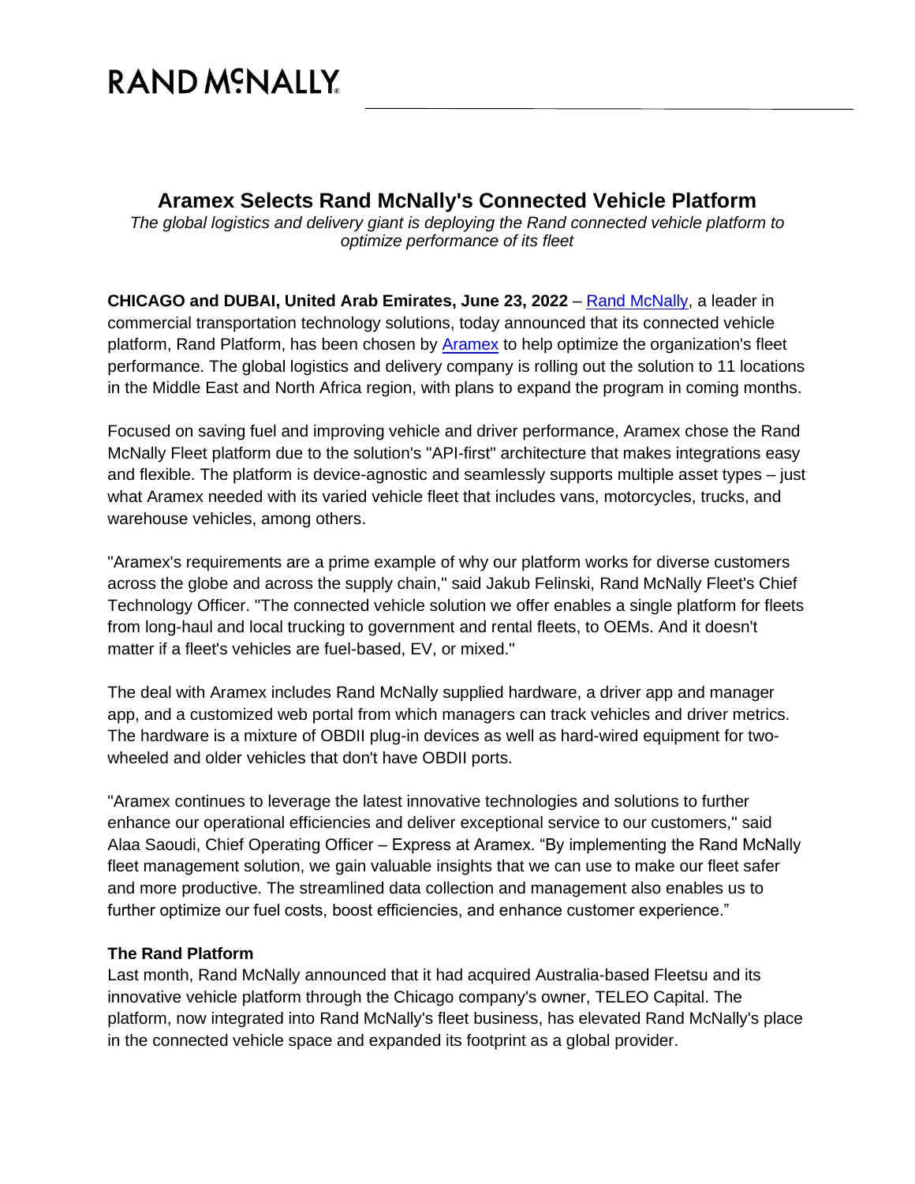RAND MCNALLY

# Aramex Selects Rand McNally's Connected Vehicle Platform

*The global logistics and delivery giant is deploying the Rand connected vehicle platform to optimize performance of its fleet*

**CHICAGO and DUBAI, United Arab Emirates, June 23, 2022** – [Rand McNally](), a leader in commercial transportation technology solutions, today announced that its connected vehicle platform, Rand Platform, has been chosen by [Aramex]() to help optimize the organization's fleet performance. The global logistics and delivery company is rolling out the solution to 11 locations in the Middle East and North Africa region, with plans to expand the program in coming months.

Focused on saving fuel and improving vehicle and driver performance, Aramex chose the Rand McNally Fleet platform due to the solution's "API-first" architecture that makes integrations easy and flexible. The platform is device-agnostic and seamlessly supports multiple asset types – just what Aramex needed with its varied vehicle fleet that includes vans, motorcycles, trucks, and warehouse vehicles, among others.

"Aramex's requirements are a prime example of why our platform works for diverse customers across the globe and across the supply chain," said Jakub Felinski, Rand McNally Fleet's Chief Technology Officer. "The connected vehicle solution we offer enables a single platform for fleets from long-haul and local trucking to government and rental fleets, to OEMs. And it doesn't matter if a fleet's vehicles are fuel-based, EV, or mixed."

The deal with Aramex includes Rand McNally supplied hardware, a driver app and manager app, and a customized web portal from which managers can track vehicles and driver metrics. The hardware is a mixture of OBDII plug-in devices as well as hard-wired equipment for two-wheeled and older vehicles that don't have OBDII ports.

"Aramex continues to leverage the latest innovative technologies and solutions to further enhance our operational efficiencies and deliver exceptional service to our customers," said Alaa Saoudi, Chief Operating Officer – Express at Aramex. "By implementing the Rand McNally fleet management solution, we gain valuable insights that we can use to make our fleet safer and more productive. The streamlined data collection and management also enables us to further optimize our fuel costs, boost efficiencies, and enhance customer experience."

**The Rand Platform**

Last month, Rand McNally announced that it had acquired Australia-based Fleetsu and its innovative vehicle platform through the Chicago company's owner, TELEO Capital. The platform, now integrated into Rand McNally's fleet business, has elevated Rand McNally's place in the connected vehicle space and expanded its footprint as a global provider.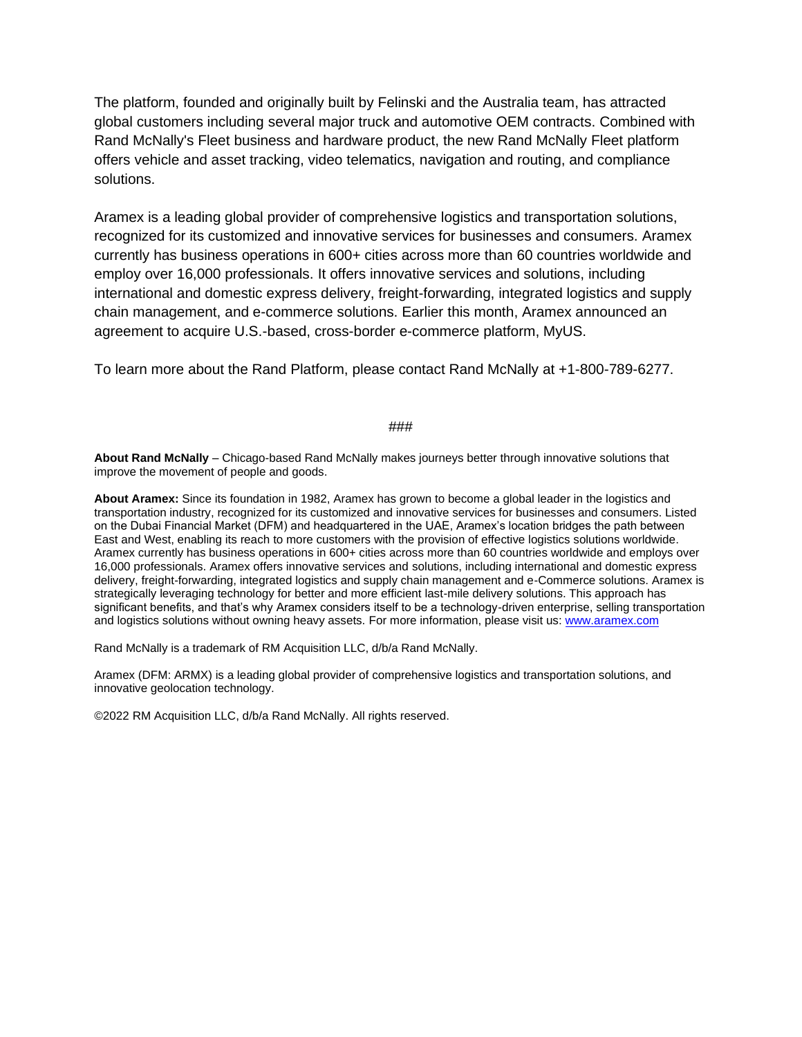The platform, founded and originally built by Felinski and the Australia team, has attracted global customers including several major truck and automotive OEM contracts. Combined with Rand McNally's Fleet business and hardware product, the new Rand McNally Fleet platform offers vehicle and asset tracking, video telematics, navigation and routing, and compliance solutions.

Aramex is a leading global provider of comprehensive logistics and transportation solutions, recognized for its customized and innovative services for businesses and consumers. Aramex currently has business operations in 600+ cities across more than 60 countries worldwide and employ over 16,000 professionals. It offers innovative services and solutions, including international and domestic express delivery, freight-forwarding, integrated logistics and supply chain management, and e-commerce solutions. Earlier this month, Aramex announced an agreement to acquire U.S.-based, cross-border e-commerce platform, MyUS.

To learn more about the Rand Platform, please contact Rand McNally at +1-800-789-6277.

###

**About Rand McNally** – Chicago-based Rand McNally makes journeys better through innovative solutions that improve the movement of people and goods.

**About Aramex:** Since its foundation in 1982, Aramex has grown to become a global leader in the logistics and transportation industry, recognized for its customized and innovative services for businesses and consumers. Listed on the Dubai Financial Market (DFM) and headquartered in the UAE, Aramex's location bridges the path between East and West, enabling its reach to more customers with the provision of effective logistics solutions worldwide. Aramex currently has business operations in 600+ cities across more than 60 countries worldwide and employs over 16,000 professionals. Aramex offers innovative services and solutions, including international and domestic express delivery, freight-forwarding, integrated logistics and supply chain management and e-Commerce solutions. Aramex is strategically leveraging technology for better and more efficient last-mile delivery solutions. This approach has significant benefits, and that's why Aramex considers itself to be a technology-driven enterprise, selling transportation and logistics solutions without owning heavy assets. For more information, please visit us: www.aramex.com

Rand McNally is a trademark of RM Acquisition LLC, d/b/a Rand McNally.

Aramex (DFM: ARMX) is a leading global provider of comprehensive logistics and transportation solutions, and innovative geolocation technology.

©2022 RM Acquisition LLC, d/b/a Rand McNally. All rights reserved.